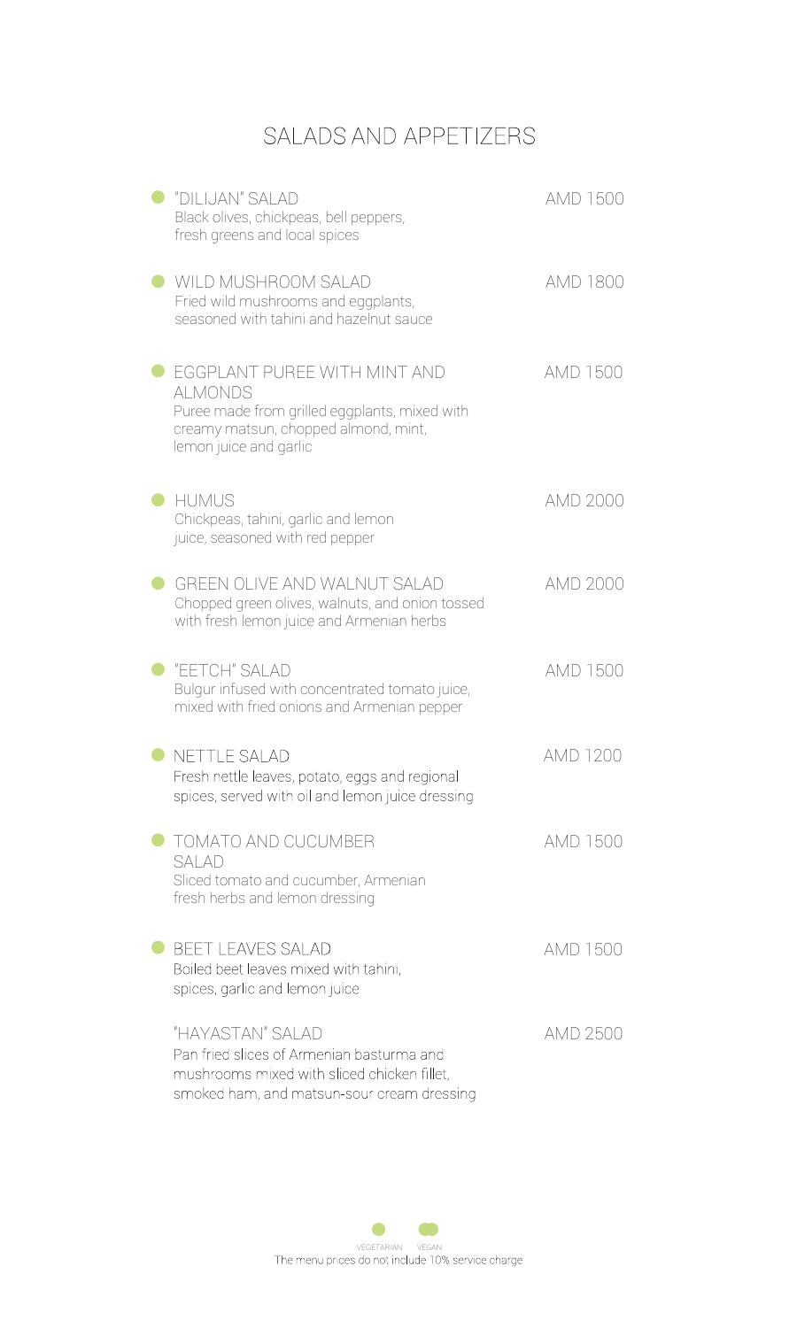# SALADS AND APPETIZERS

| Item | Price |
|---|---|
| ● "DILIJAN" SALAD<br>Black olives, chickpeas, bell peppers, fresh greens and local spices | AMD 1500 |
| ● WILD MUSHROOM SALAD<br>Fried wild mushrooms and eggplants, seasoned with tahini and hazelnut sauce | AMD 1800 |
| ● EGGPLANT PUREE WITH MINT AND ALMONDS<br>Puree made from grilled eggplants, mixed with creamy matsun, chopped almond, mint, lemon juice and garlic | AMD 1500 |
| ● HUMUS<br>Chickpeas, tahini, garlic and lemon juice, seasoned with red pepper | AMD 2000 |
| ● GREEN OLIVE AND WALNUT SALAD<br>Chopped green olives, walnuts, and onion tossed with fresh lemon juice and Armenian herbs | AMD 2000 |
| ● "EETCH" SALAD<br>Bulgur infused with concentrated tomato juice, mixed with fried onions and Armenian pepper | AMD 1500 |
| ● NETTLE SALAD<br>Fresh nettle leaves, potato, eggs and regional spices, served with oil and lemon juice dressing | AMD 1200 |
| ● TOMATO AND CUCUMBER SALAD<br>Sliced tomato and cucumber, Armenian fresh herbs and lemon dressing | AMD 1500 |
| ● BEET LEAVES SALAD<br>Boiled beet leaves mixed with tahini, spices, garlic and lemon juice | AMD 1500 |
| "HAYASTAN" SALAD<br>Pan fried slices of Armenian basturma and mushrooms mixed with sliced chicken fillet, smoked ham, and matsun-sour cream dressing | AMD 2500 |

● VEGETARIAN ●● VEGAN

The menu prices do not include 10% service charge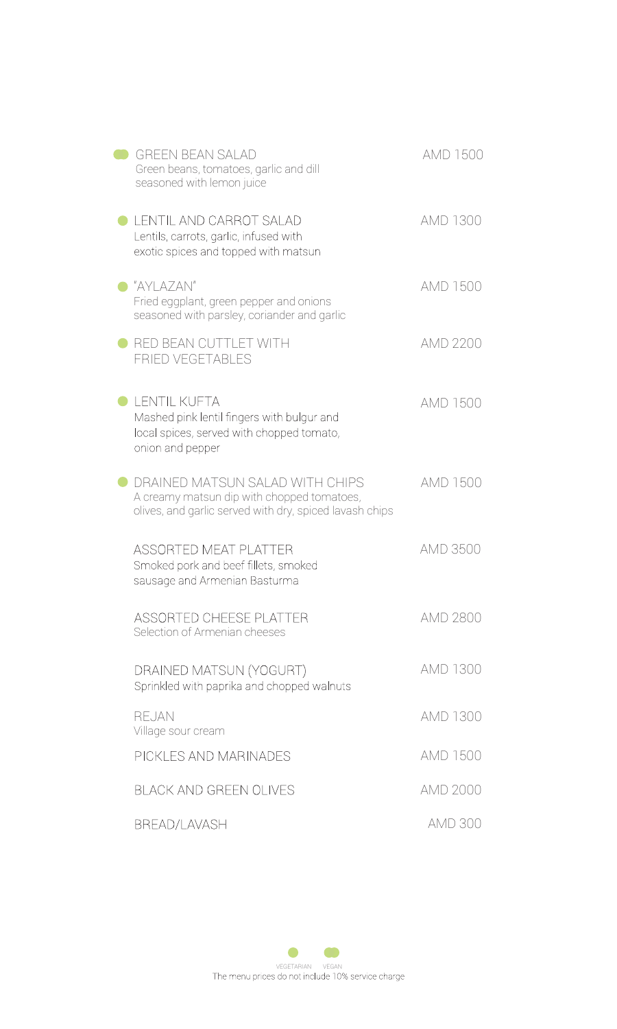| | | |
|---|---|---|
| (Vegan) | **GREEN BEAN SALAD**<br>Green beans, tomatoes, garlic and dill seasoned with lemon juice | AMD 1500 |
| (Vegetarian) | **LENTIL AND CARROT SALAD**<br>Lentils, carrots, garlic, infused with exotic spices and topped with matsun | AMD 1300 |
| (Vegetarian) | **"AYLAZAN"**<br>Fried eggplant, green pepper and onions seasoned with parsley, coriander and garlic | AMD 1500 |
| (Vegetarian) | **RED BEAN CUTTLET WITH FRIED VEGETABLES** | AMD 2200 |
| (Vegetarian) | **LENTIL KUFTA**<br>Mashed pink lentil fingers with bulgur and local spices, served with chopped tomato, onion and pepper | AMD 1500 |
| (Vegetarian) | **DRAINED MATSUN SALAD WITH CHIPS**<br>A creamy matsun dip with chopped tomatoes, olives, and garlic served with dry, spiced lavash chips | AMD 1500 |
| | **ASSORTED MEAT PLATTER**<br>Smoked pork and beef fillets, smoked sausage and Armenian Basturma | AMD 3500 |
| | **ASSORTED CHEESE PLATTER**<br>Selection of Armenian cheeses | AMD 2800 |
| | **DRAINED MATSUN (YOGURT)**<br>Sprinkled with paprika and chopped walnuts | AMD 1300 |
| | **REJAN**<br>Village sour cream | AMD 1300 |
| | **PICKLES AND MARINADES** | AMD 1500 |
| | **BLACK AND GREEN OLIVES** | AMD 2000 |
| | **BREAD/LAVASH** | AMD 300 |

VEGETARIAN VEGAN

The menu prices do not include 10% service charge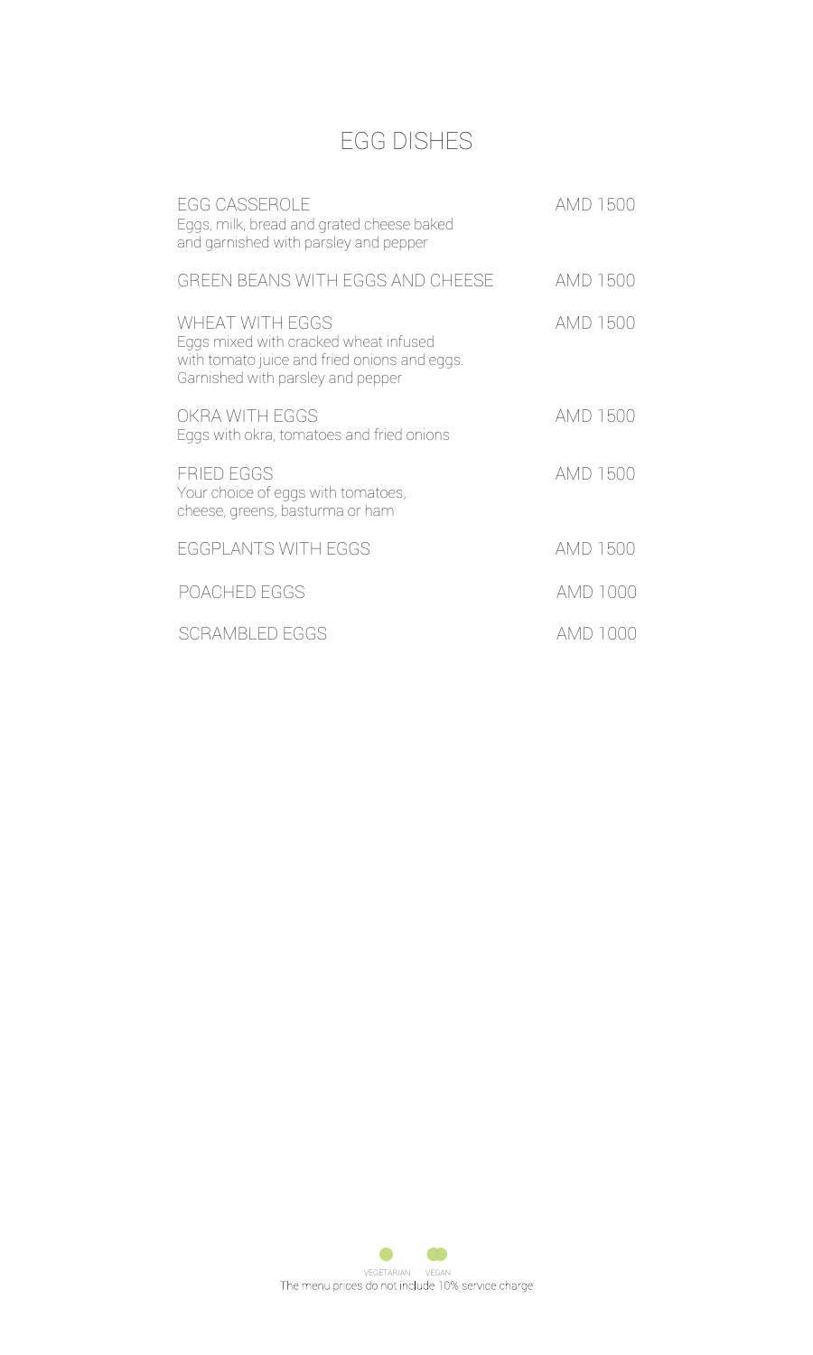# EGG DISHES

**EGG CASSEROLE** — AMD 1500
Eggs, milk, bread and grated cheese baked and garnished with parsley and pepper

**GREEN BEANS WITH EGGS AND CHEESE** — AMD 1500

**WHEAT WITH EGGS** — AMD 1500
Eggs mixed with cracked wheat infused with tomato juice and fried onions and eggs. Garnished with parsley and pepper

**OKRA WITH EGGS** — AMD 1500
Eggs with okra, tomatoes and fried onions

**FRIED EGGS** — AMD 1500
Your choice of eggs with tomatoes, cheese, greens, basturma or ham

**EGGPLANTS WITH EGGS** — AMD 1500

**POACHED EGGS** — AMD 1000

**SCRAMBLED EGGS** — AMD 1000

VEGETARIAN VEGAN

The menu prices do not include 10% service charge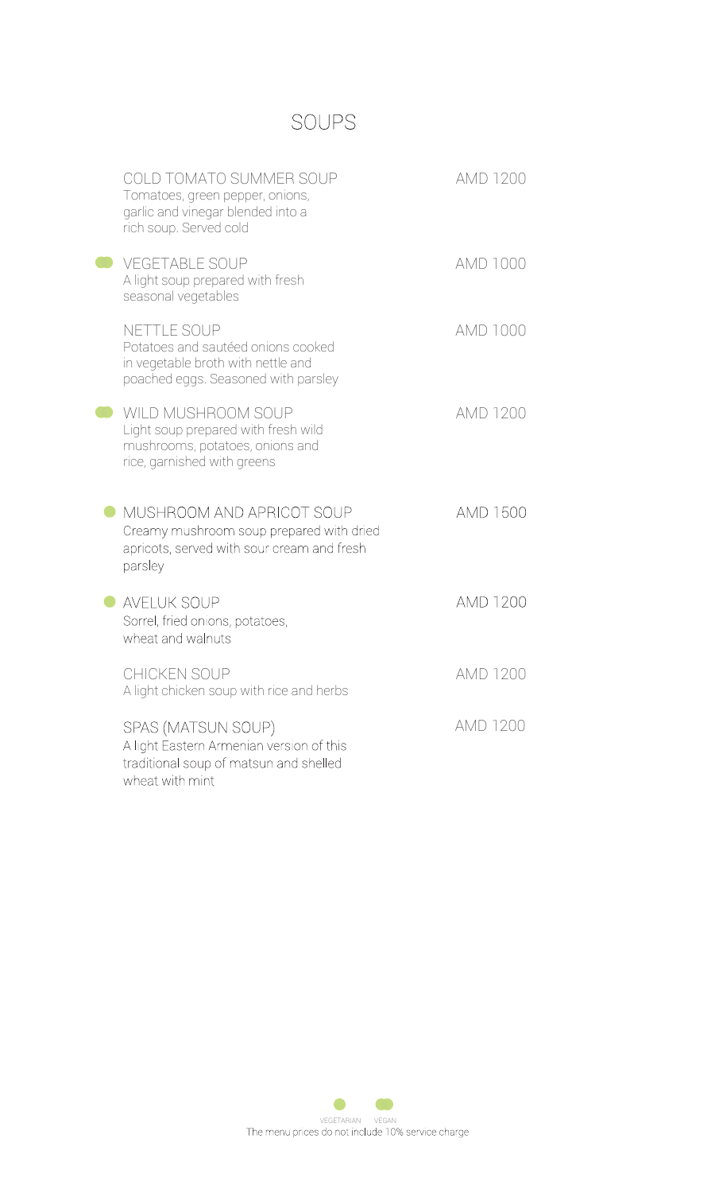# SOUPS

**COLD TOMATO SUMMER SOUP** — AMD 1200
Tomatoes, green pepper, onions, garlic and vinegar blended into a rich soup. Served cold

**VEGETABLE SOUP** (vegan) — AMD 1000
A light soup prepared with fresh seasonal vegetables

**NETTLE SOUP** — AMD 1000
Potatoes and sautéed onions cooked in vegetable broth with nettle and poached eggs. Seasoned with parsley

**WILD MUSHROOM SOUP** (vegan) — AMD 1200
Light soup prepared with fresh wild mushrooms, potatoes, onions and rice, garnished with greens

**MUSHROOM AND APRICOT SOUP** (vegetarian) — AMD 1500
Creamy mushroom soup prepared with dried apricots, served with sour cream and fresh parsley

**AVELUK SOUP** (vegetarian) — AMD 1200
Sorrel, fried onions, potatoes, wheat and walnuts

**CHICKEN SOUP** — AMD 1200
A light chicken soup with rice and herbs

**SPAS (MATSUN SOUP)** — AMD 1200
A light Eastern Armenian version of this traditional soup of matsun and shelled wheat with mint

VEGETARIAN VEGAN

The menu prices do not include 10% service charge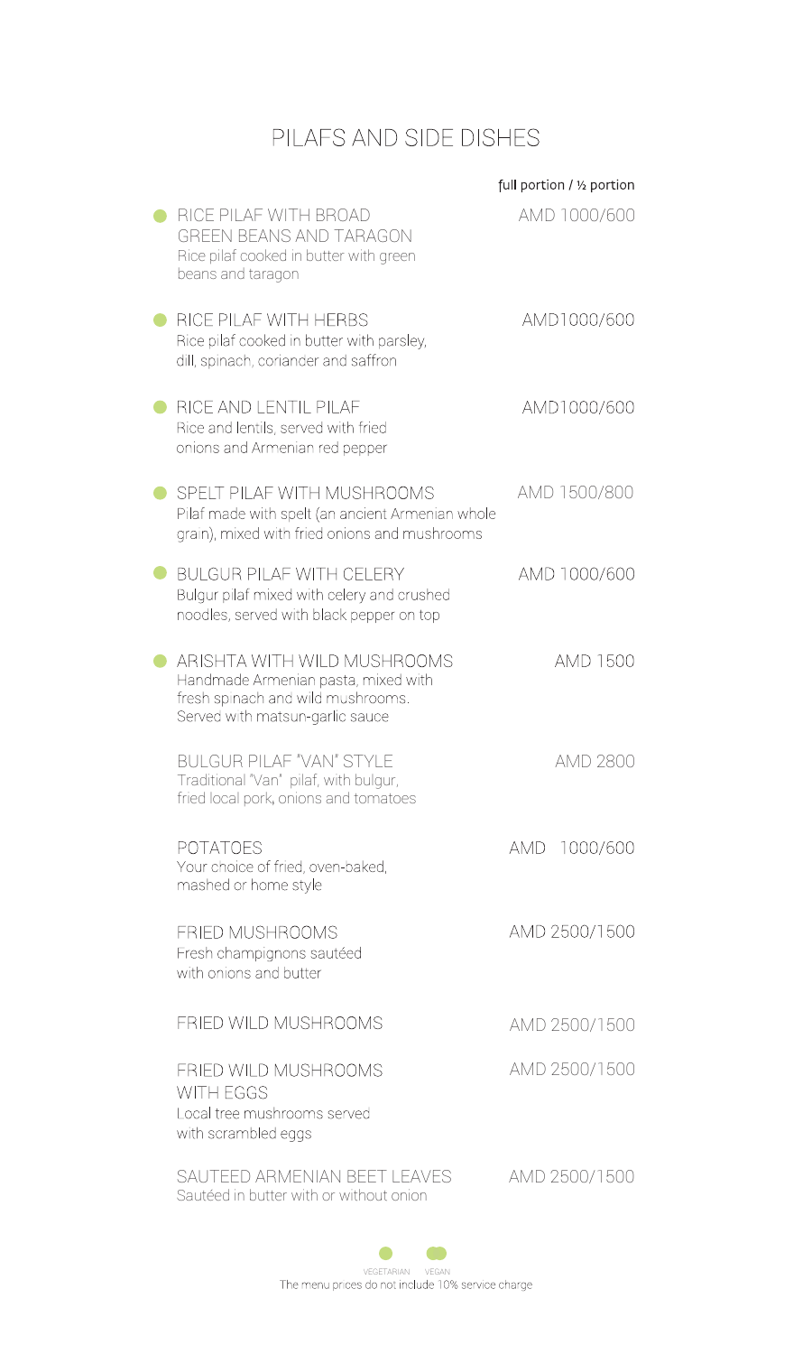# PILAFS AND SIDE DISHES

full portion / ½ portion

- ● **RICE PILAF WITH BROAD GREEN BEANS AND TARAGON** — AMD 1000/600
  Rice pilaf cooked in butter with green beans and taragon

- ● **RICE PILAF WITH HERBS** — AMD1000/600
  Rice pilaf cooked in butter with parsley, dill, spinach, coriander and saffron

- ● **RICE AND LENTIL PILAF** — AMD1000/600
  Rice and lentils, served with fried onions and Armenian red pepper

- ● **SPELT PILAF WITH MUSHROOMS** — AMD 1500/800
  Pilaf made with spelt (an ancient Armenian whole grain), mixed with fried onions and mushrooms

- ● **BULGUR PILAF WITH CELERY** — AMD 1000/600
  Bulgur pilaf mixed with celery and crushed noodles, served with black pepper on top

- ● **ARISHTA WITH WILD MUSHROOMS** — AMD 1500
  Handmade Armenian pasta, mixed with fresh spinach and wild mushrooms. Served with matsun-garlic sauce

**BULGUR PILAF "VAN" STYLE** — AMD 2800
Traditional "Van" pilaf, with bulgur, fried local pork, onions and tomatoes

**POTATOES** — AMD 1000/600
Your choice of fried, oven-baked, mashed or home style

**FRIED MUSHROOMS** — AMD 2500/1500
Fresh champignons sautéed with onions and butter

**FRIED WILD MUSHROOMS** — AMD 2500/1500

**FRIED WILD MUSHROOMS WITH EGGS** — AMD 2500/1500
Local tree mushrooms served with scrambled eggs

**SAUTEED ARMENIAN BEET LEAVES** — AMD 2500/1500
Sautéed in butter with or without onion

● VEGETARIAN ●● VEGAN

The menu prices do not include 10% service charge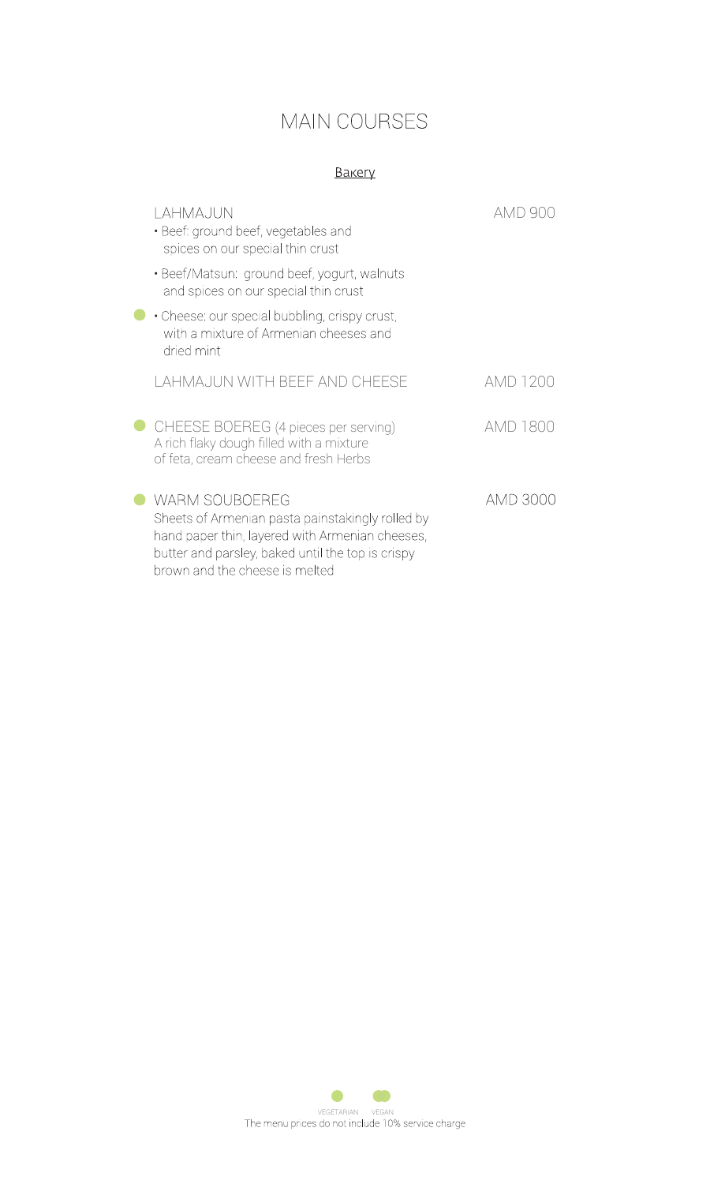# MAIN COURSES

## Bakery

**LAHMAJUN** — AMD 900

- Beef: ground beef, vegetables and spices on our special thin crust
- Beef/Matsun: ground beef, yogurt, walnuts and spices on our special thin crust
- ● Cheese: our special bubbling, crispy crust, with a mixture of Armenian cheeses and dried mint

**LAHMAJUN WITH BEEF AND CHEESE** — AMD 1200

● **CHEESE BOEREG** (4 pieces per serving) — AMD 1800
A rich flaky dough filled with a mixture of feta, cream cheese and fresh Herbs

● **WARM SOUBOEREG** — AMD 3000
Sheets of Armenian pasta painstakingly rolled by hand paper thin, layered with Armenian cheeses, butter and parsley, baked until the top is crispy brown and the cheese is melted

● VEGETARIAN ●● VEGAN

The menu prices do not include 10% service charge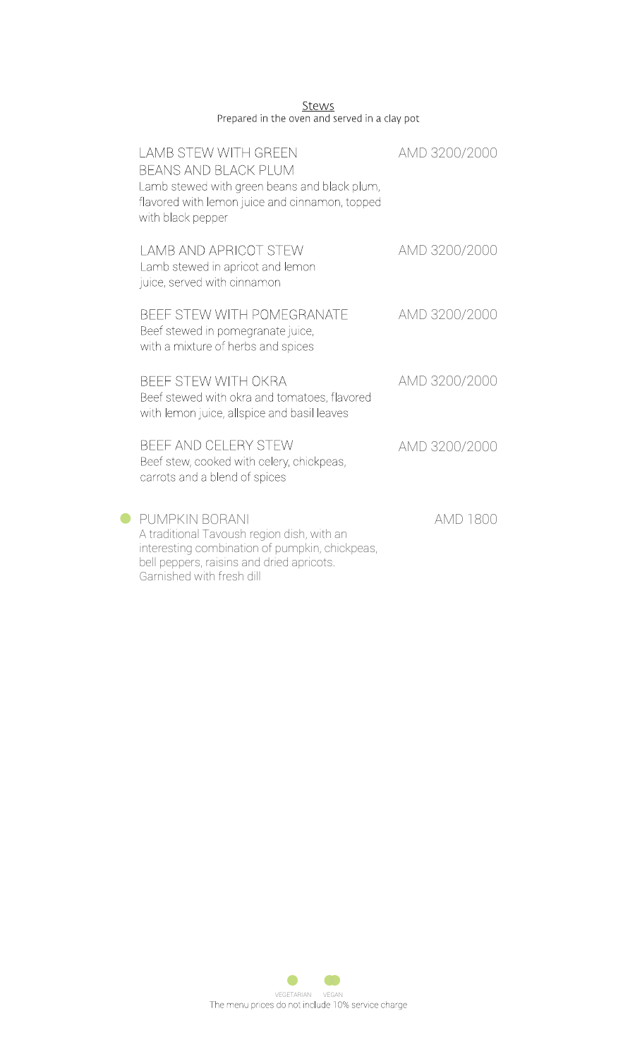## Stews

Prepared in the oven and served in a clay pot

**LAMB STEW WITH GREEN BEANS AND BLACK PLUM** — AMD 3200/2000

Lamb stewed with green beans and black plum, flavored with lemon juice and cinnamon, topped with black pepper

**LAMB AND APRICOT STEW** — AMD 3200/2000

Lamb stewed in apricot and lemon juice, served with cinnamon

**BEEF STEW WITH POMEGRANATE** — AMD 3200/2000

Beef stewed in pomegranate juice, with a mixture of herbs and spices

**BEEF STEW WITH OKRA** — AMD 3200/2000

Beef stewed with okra and tomatoes, flavored with lemon juice, allspice and basil leaves

**BEEF AND CELERY STEW** — AMD 3200/2000

Beef stew, cooked with celery, chickpeas, carrots and a blend of spices

● **PUMPKIN BORANI** — AMD 1800

A traditional Tavoush region dish, with an interesting combination of pumpkin, chickpeas, bell peppers, raisins and dried apricots. Garnished with fresh dill

● VEGETARIAN ●● VEGAN

The menu prices do not include 10% service charge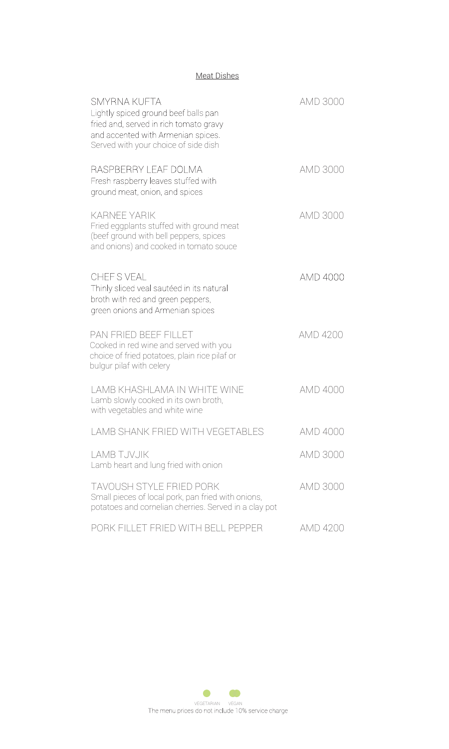## Meat Dishes

**SMYRNA KUFTA** — AMD 3000
Lightly spiced ground beef balls pan fried and, served in rich tomato gravy and accented with Armenian spices. Served with your choice of side dish

**RASPBERRY LEAF DOLMA** — AMD 3000
Fresh raspberry leaves stuffed with ground meat, onion, and spices

**KARNEE YARIK** — AMD 3000
Fried eggplants stuffed with ground meat (beef ground with bell peppers, spices and onions) and cooked in tomato souce

**CHEF S VEAL** — AMD 4000
Thinly sliced veal sautéed in its natural broth with red and green peppers, green onions and Armenian spices

**PAN FRIED BEEF FILLET** — AMD 4200
Cooked in red wine and served with you choice of fried potatoes, plain rice pilaf or bulgur pilaf with celery

**LAMB KHASHLAMA IN WHITE WINE** — AMD 4000
Lamb slowly cooked in its own broth, with vegetables and white wine

**LAMB SHANK FRIED WITH VEGETABLES** — AMD 4000

**LAMB TJVJIK** — AMD 3000
Lamb heart and lung fried with onion

**TAVOUSH STYLE FRIED PORK** — AMD 3000
Small pieces of local pork, pan fried with onions, potatoes and cornelian cherries. Served in a clay pot

**PORK FILLET FRIED WITH BELL PEPPER** — AMD 4200

VEGETARIAN VEGAN

The menu prices do not include 10% service charge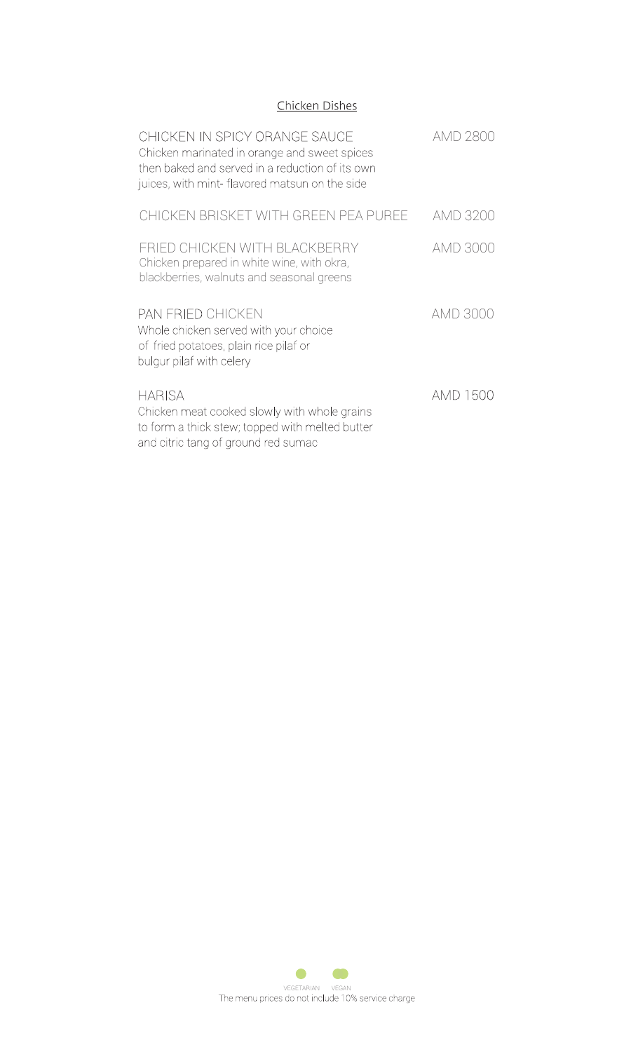## Chicken Dishes

**CHICKEN IN SPICY ORANGE SAUCE** — AMD 2800
Chicken marinated in orange and sweet spices then baked and served in a reduction of its own juices, with mint- flavored matsun on the side

**CHICKEN BRISKET WITH GREEN PEA PUREE** — AMD 3200

**FRIED CHICKEN WITH BLACKBERRY** — AMD 3000
Chicken prepared in white wine, with okra, blackberries, walnuts and seasonal greens

**PAN FRIED CHICKEN** — AMD 3000
Whole chicken served with your choice of fried potatoes, plain rice pilaf or bulgur pilaf with celery

**HARISA** — AMD 1500
Chicken meat cooked slowly with whole grains to form a thick stew; topped with melted butter and citric tang of ground red sumac

VEGETARIAN VEGAN

The menu prices do not include 10% service charge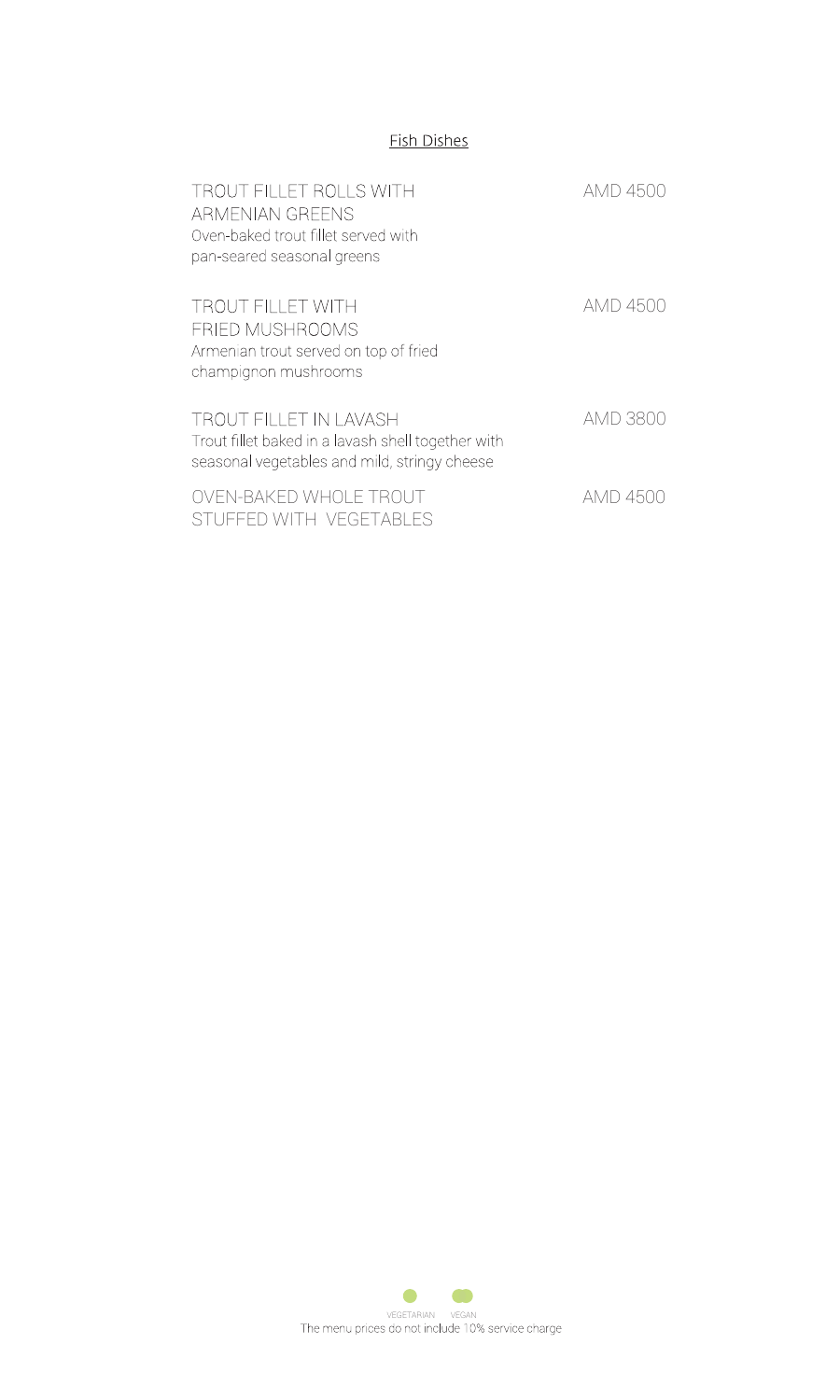## Fish Dishes

**TROUT FILLET ROLLS WITH ARMENIAN GREENS** — AMD 4500
Oven-baked trout fillet served with pan-seared seasonal greens

**TROUT FILLET WITH FRIED MUSHROOMS** — AMD 4500
Armenian trout served on top of fried champignon mushrooms

**TROUT FILLET IN LAVASH** — AMD 3800
Trout fillet baked in a lavash shell together with seasonal vegetables and mild, stringy cheese

**OVEN-BAKED WHOLE TROUT STUFFED WITH VEGETABLES** — AMD 4500

VEGETARIAN VEGAN

The menu prices do not include 10% service charge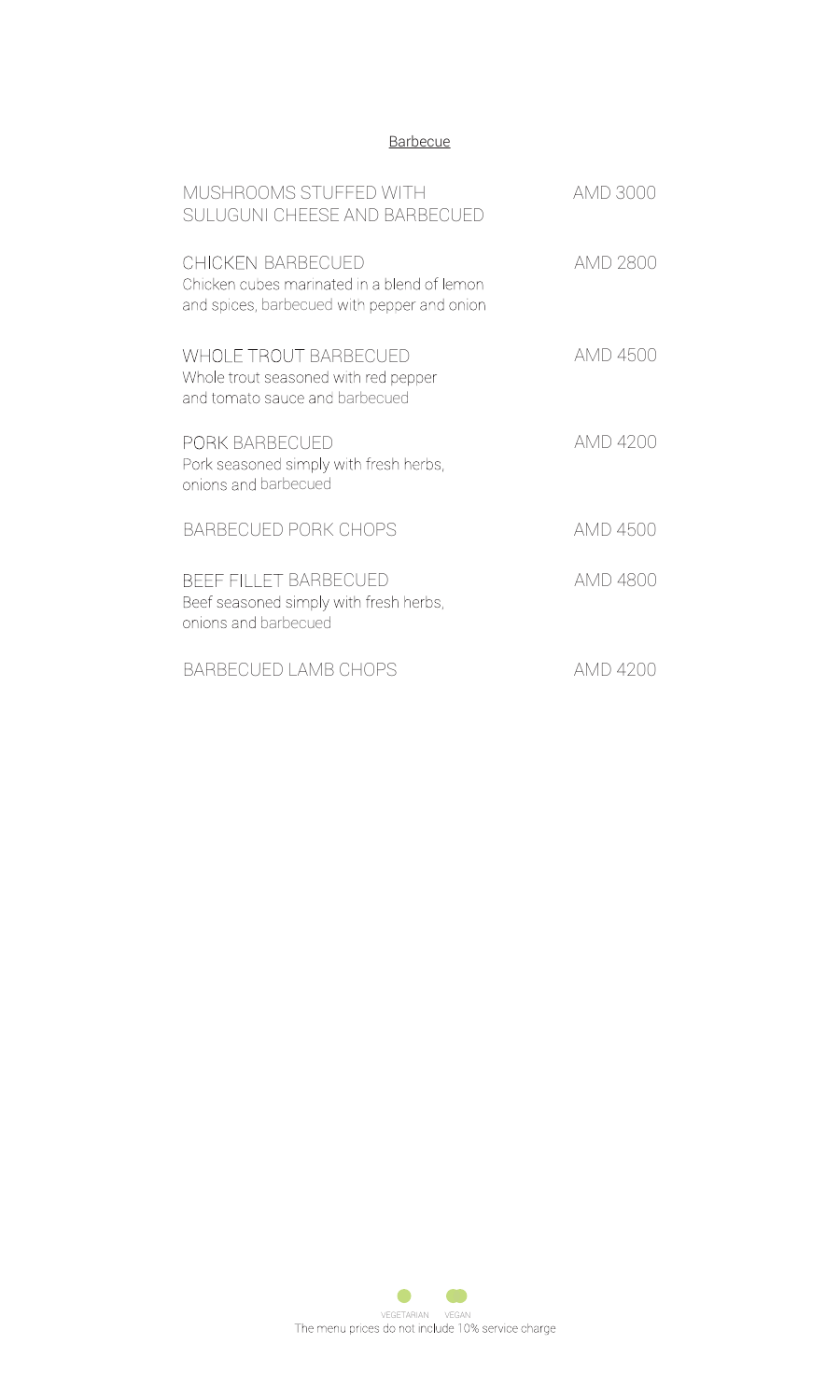## Barbecue

**MUSHROOMS STUFFED WITH SULUGUNI CHEESE AND BARBECUED** — AMD 3000

**CHICKEN BARBECUED** — AMD 2800
Chicken cubes marinated in a blend of lemon and spices, barbecued with pepper and onion

**WHOLE TROUT BARBECUED** — AMD 4500
Whole trout seasoned with red pepper and tomato sauce and barbecued

**PORK BARBECUED** — AMD 4200
Pork seasoned simply with fresh herbs, onions and barbecued

**BARBECUED PORK CHOPS** — AMD 4500

**BEEF FILLET BARBECUED** — AMD 4800
Beef seasoned simply with fresh herbs, onions and barbecued

**BARBECUED LAMB CHOPS** — AMD 4200

VEGETARIAN VEGAN

The menu prices do not include 10% service charge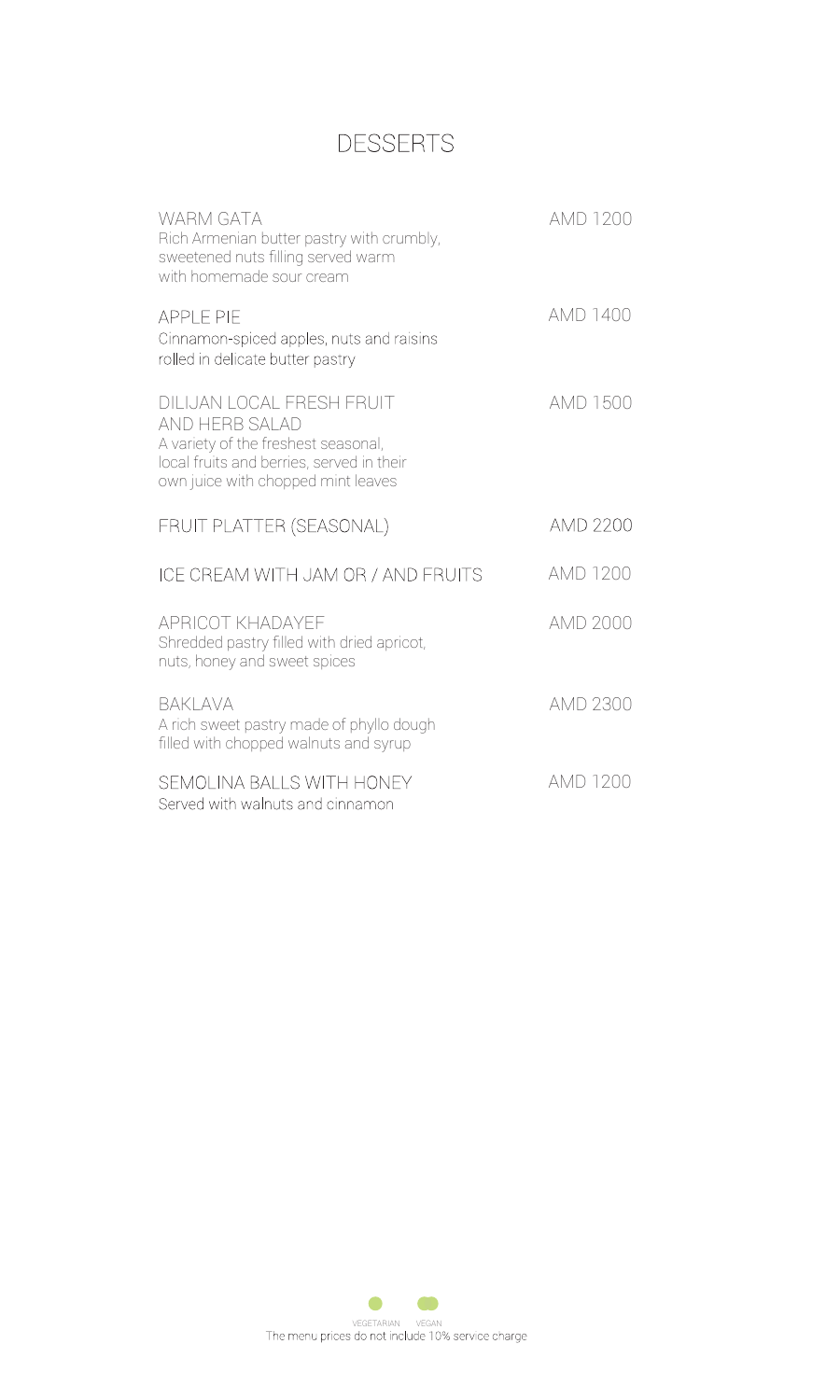# DESSERTS

**WARM GATA** — AMD 1200
Rich Armenian butter pastry with crumbly, sweetened nuts filling served warm with homemade sour cream

**APPLE PIE** — AMD 1400
Cinnamon-spiced apples, nuts and raisins rolled in delicate butter pastry

**DILIJAN LOCAL FRESH FRUIT AND HERB SALAD** — AMD 1500
A variety of the freshest seasonal, local fruits and berries, served in their own juice with chopped mint leaves

**FRUIT PLATTER (SEASONAL)** — AMD 2200

**ICE CREAM WITH JAM OR / AND FRUITS** — AMD 1200

**APRICOT KHADAYEF** — AMD 2000
Shredded pastry filled with dried apricot, nuts, honey and sweet spices

**BAKLAVA** — AMD 2300
A rich sweet pastry made of phyllo dough filled with chopped walnuts and syrup

**SEMOLINA BALLS WITH HONEY** — AMD 1200
Served with walnuts and cinnamon

VEGETARIAN VEGAN

The menu prices do not include 10% service charge